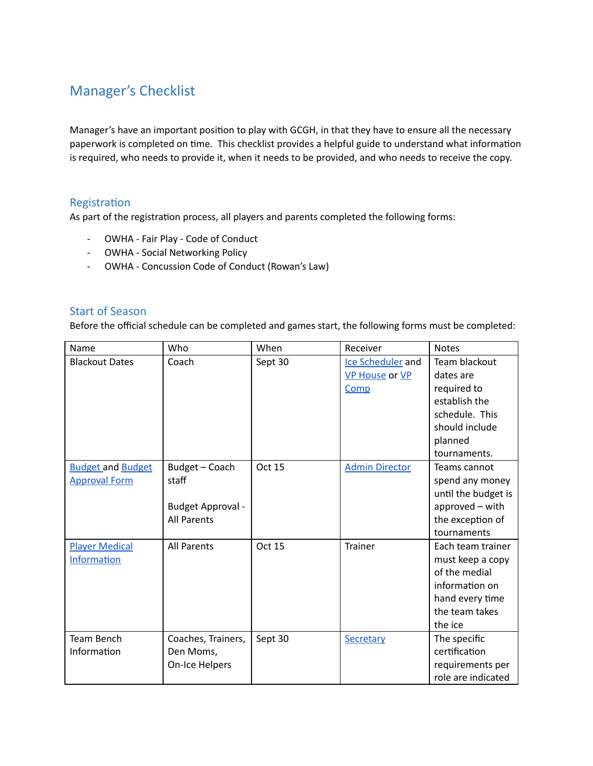# Manager's Checklist

Manager's have an important position to play with GCGH, in that they have to ensure all the necessary paperwork is completed on time. This checklist provides a helpful guide to understand what information is required, who needs to provide it, when it needs to be provided, and who needs to receive the copy.

## Registration

As part of the registration process, all players and parents completed the following forms:

- OWHA - Fair Play - Code of Conduct
- OWHA - Social Networking Policy
- OWHA - Concussion Code of Conduct (Rowan's Law)

## Start of Season

Before the official schedule can be completed and games start, the following forms must be completed:

| Name | Who | When | Receiver | Notes |
|---|---|---|---|---|
| Blackout Dates | Coach | Sept 30 | Ice Scheduler and VP House or VP Comp | Team blackout dates are required to establish the schedule. This should include planned tournaments. |
| Budget and Budget Approval Form | Budget – Coach staff<br><br>Budget Approval - All Parents | Oct 15 | Admin Director | Teams cannot spend any money until the budget is approved – with the exception of tournaments |
| Player Medical Information | All Parents | Oct 15 | Trainer | Each team trainer must keep a copy of the medial information on hand every time the team takes the ice |
| Team Bench Information | Coaches, Trainers, Den Moms, On-Ice Helpers | Sept 30 | Secretary | The specific certification requirements per role are indicated |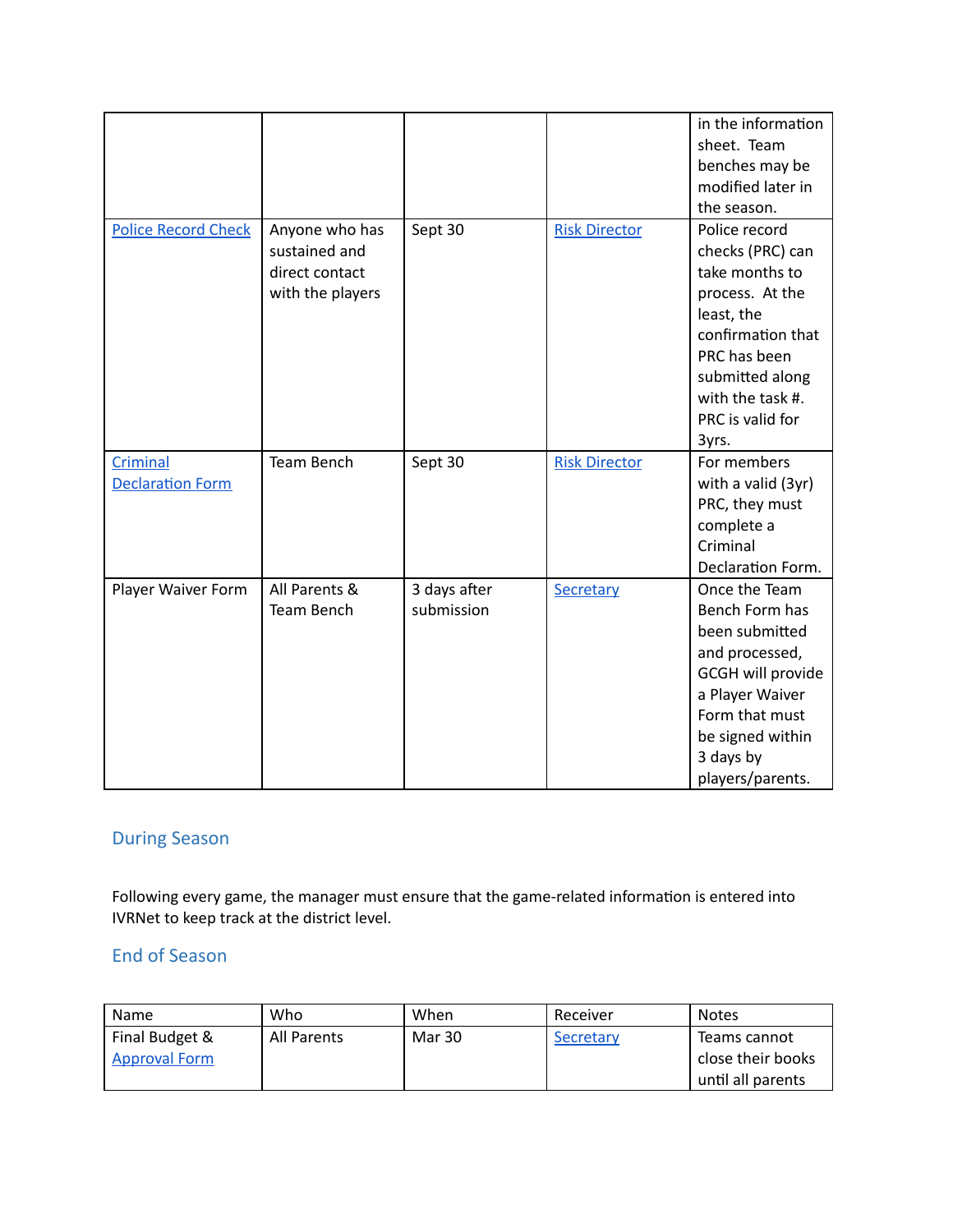| | | | | |
|---|---|---|---|---|
| | | | | in the information sheet. Team benches may be modified later in the season. |
| Police Record Check | Anyone who has sustained and direct contact with the players | Sept 30 | Risk Director | Police record checks (PRC) can take months to process. At the least, the confirmation that PRC has been submitted along with the task #. PRC is valid for 3yrs. |
| Criminal Declaration Form | Team Bench | Sept 30 | Risk Director | For members with a valid (3yr) PRC, they must complete a Criminal Declaration Form. |
| Player Waiver Form | All Parents & Team Bench | 3 days after submission | Secretary | Once the Team Bench Form has been submitted and processed, GCGH will provide a Player Waiver Form that must be signed within 3 days by players/parents. |

## During Season

Following every game, the manager must ensure that the game-related information is entered into IVRNet to keep track at the district level.

## End of Season

| Name | Who | When | Receiver | Notes |
|---|---|---|---|---|
| Final Budget & Approval Form | All Parents | Mar 30 | Secretary | Teams cannot close their books until all parents |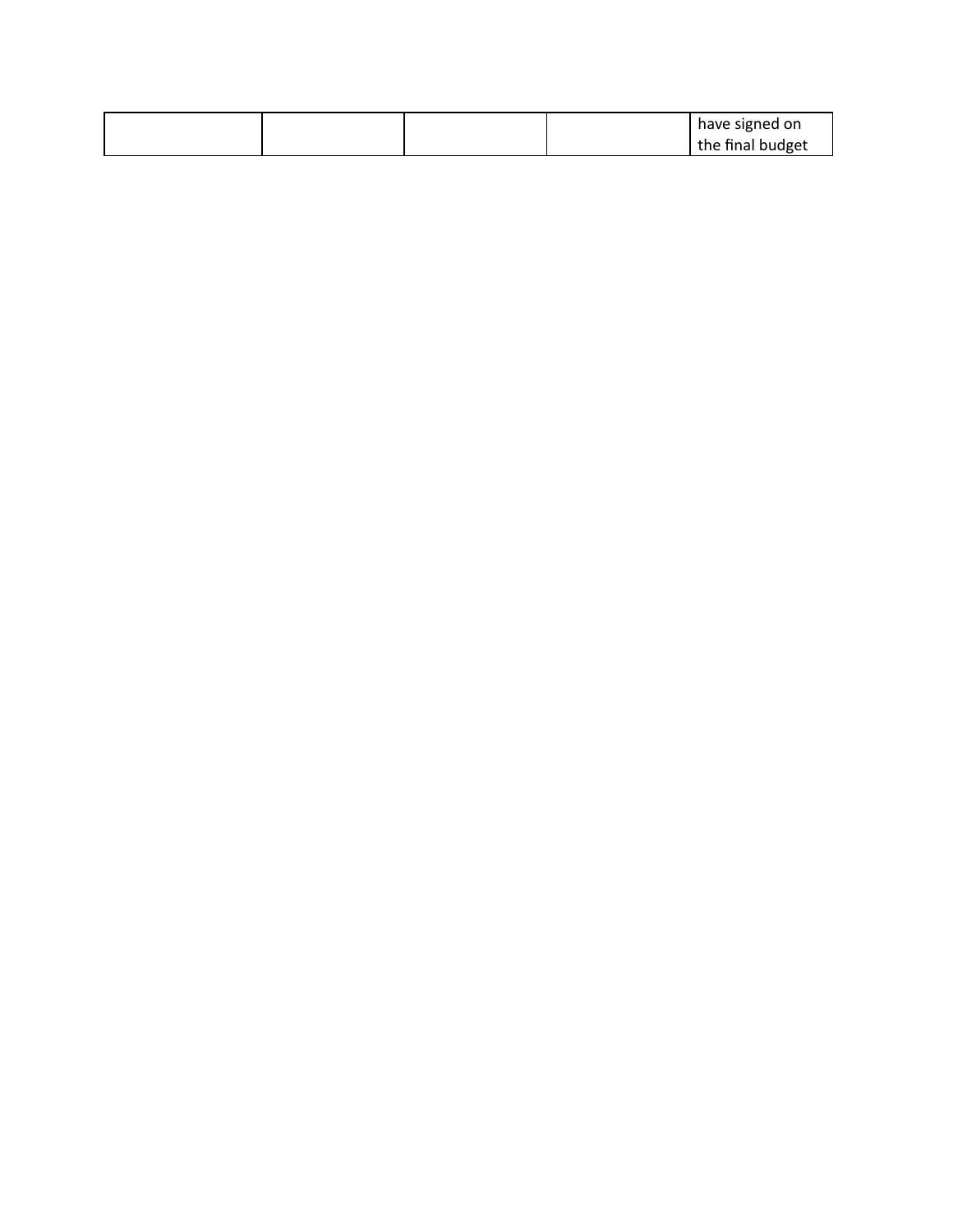| | | | | |
|---|---|---|---|---|
| | | | | have signed on the final budget |